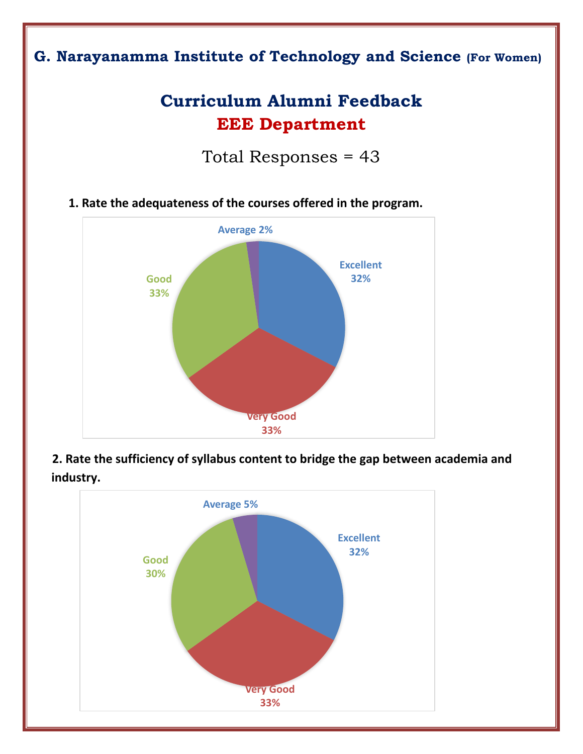# G. Narayanamma Institute of Technology and Science (For Women)

## Curriculum Alumni Feedback

## EEE Department

Total Responses = 43

**1. Rate the adequateness of the courses offered in the program.**

Average 2%

Excellent 32%

Good 33%

Very Good 33%

**2. Rate the sufficiency of syllabus content to bridge the gap between academia and industry.**

Average 5%

Excellent 32%

Good 30%

Very Good 33%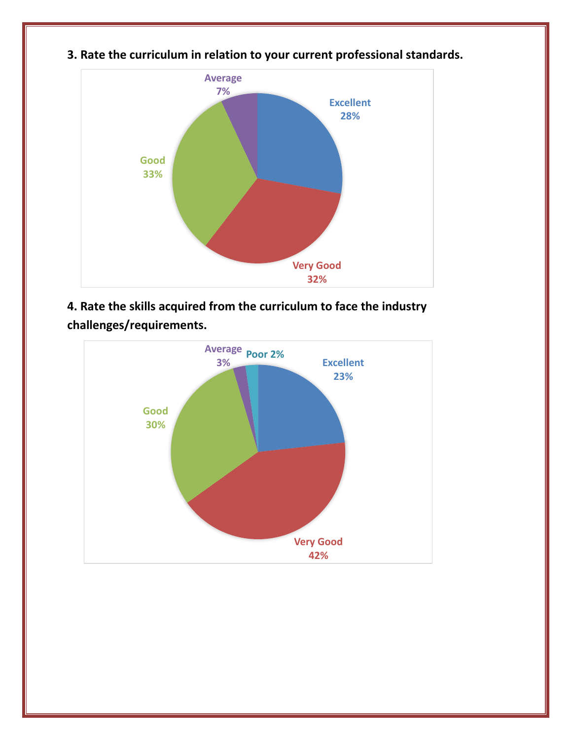**3. Rate the curriculum in relation to your current professional standards.**

| Rating | Percentage |
|---|---|
| Excellent | 28% |
| Very Good | 32% |
| Good | 33% |
| Average | 7% |

**4. Rate the skills acquired from the curriculum to face the industry challenges/requirements.**

| Rating | Percentage |
|---|---|
| Excellent | 23% |
| Very Good | 42% |
| Good | 30% |
| Average | 3% |
| Poor | 2% |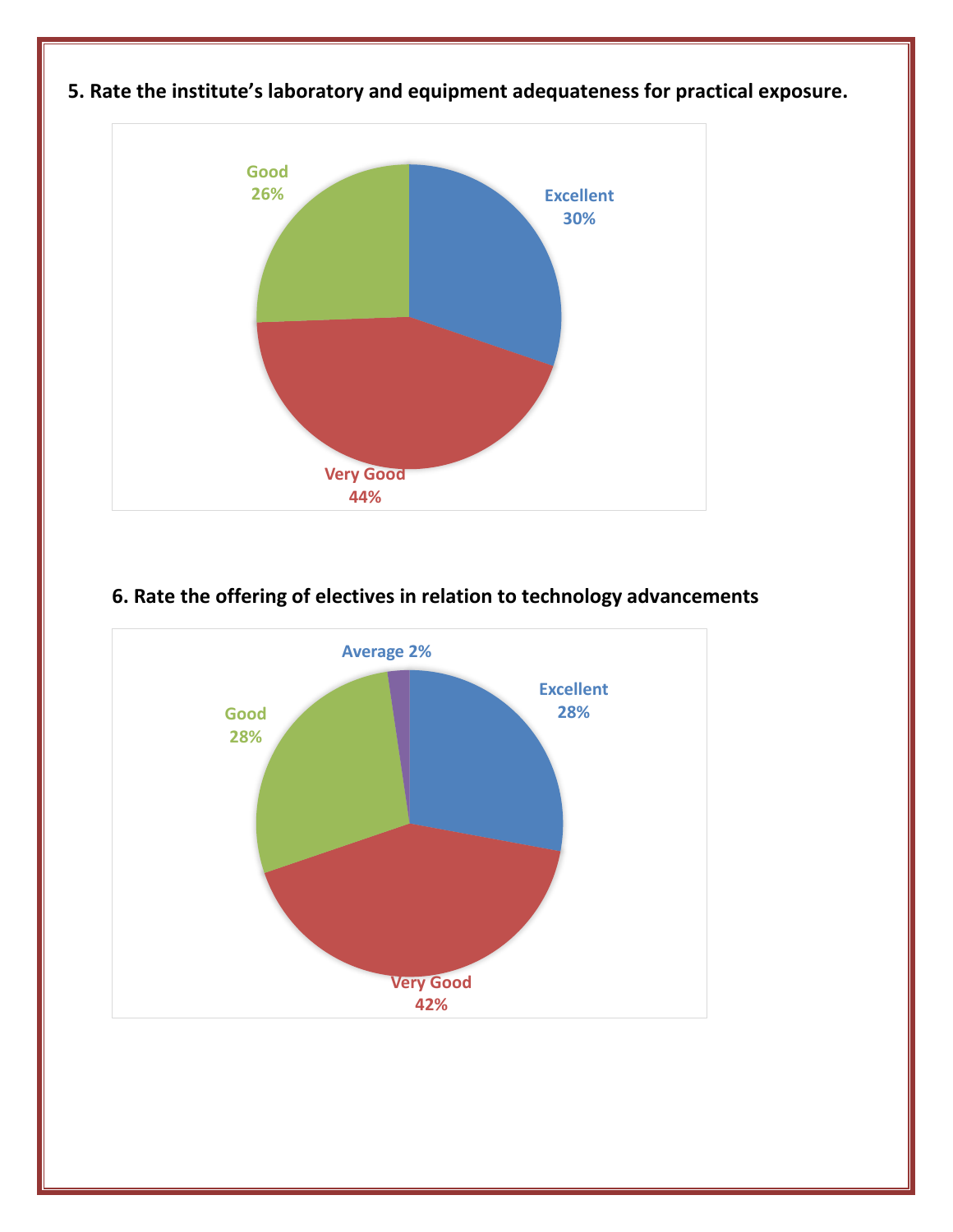**5. Rate the institute's laboratory and equipment adequateness for practical exposure.**

Excellent 30%

Very Good 44%

Good 26%

**6. Rate the offering of electives in relation to technology advancements**

Excellent 28%

Very Good 42%

Good 28%

Average 2%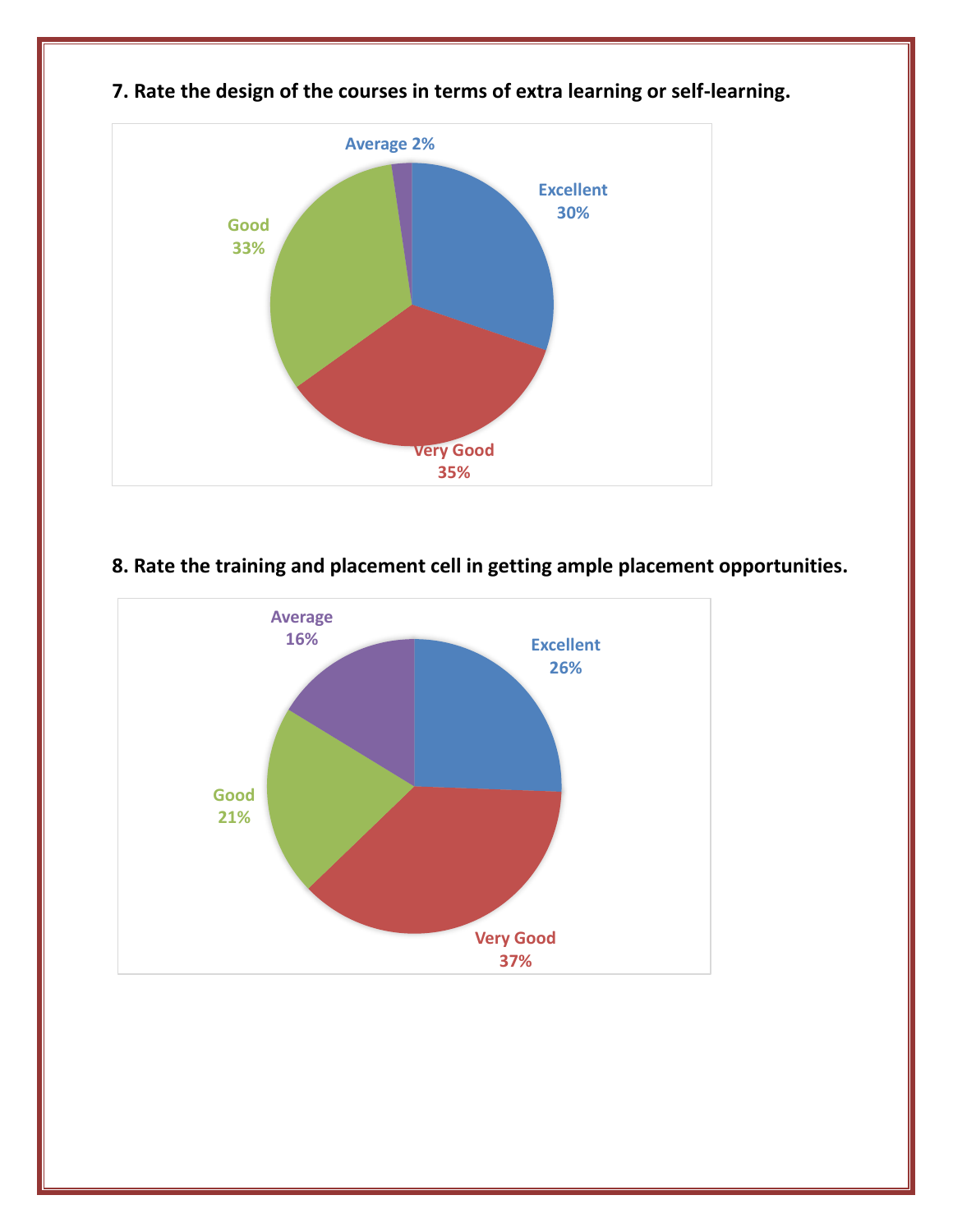**7. Rate the design of the courses in terms of extra learning or self-learning.**

Average 2%

Excellent 30%

Good 33%

Very Good 35%

**8. Rate the training and placement cell in getting ample placement opportunities.**

Average 16%

Excellent 26%

Good 21%

Very Good 37%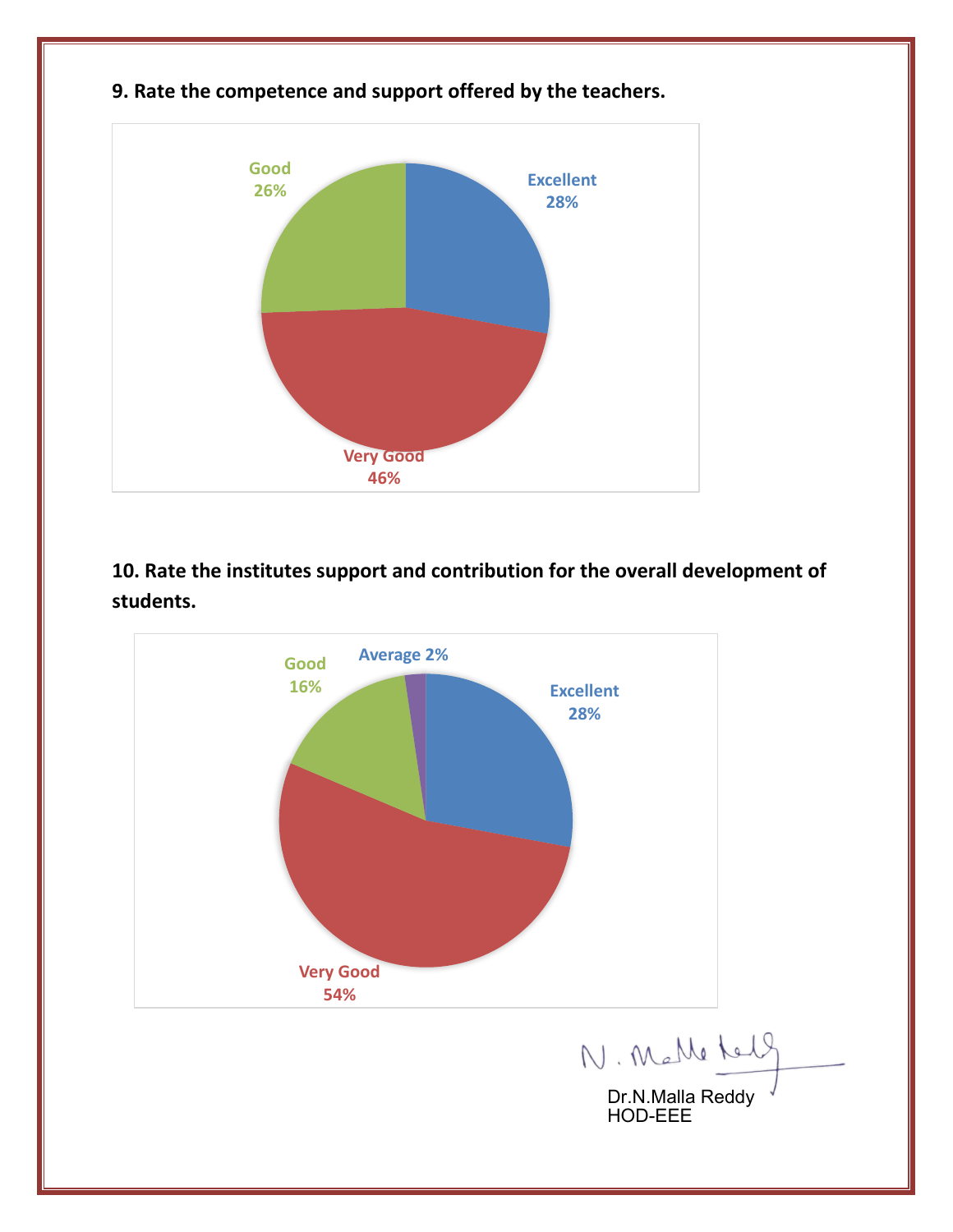**9. Rate the competence and support offered by the teachers.**

Good
26%

Excellent
28%

Very Good
46%

**10. Rate the institutes support and contribution for the overall development of students.**

Good
16%

Average 2%

Excellent
28%

Very Good
54%

Dr.N.Malla Reddy
HOD-EEE